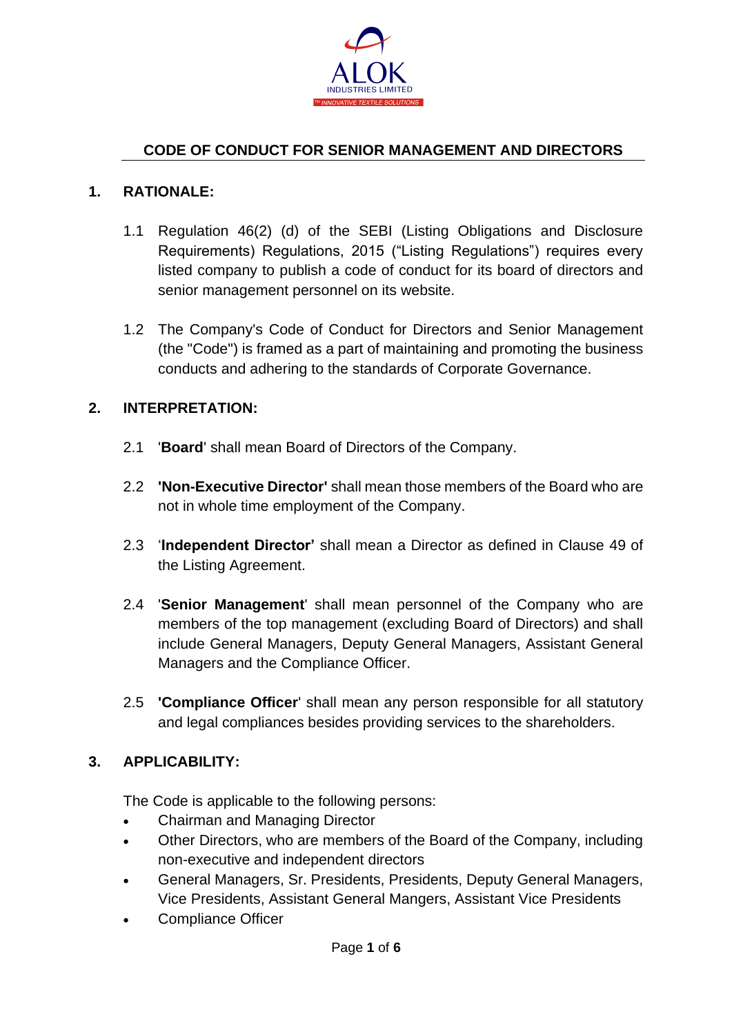ALOK INDUSTRIES LIMITED

™ INNOVATIVE TEXTILE SOLUTIONS

# CODE OF CONDUCT FOR SENIOR MANAGEMENT AND DIRECTORS

## 1. RATIONALE:

1.1 Regulation 46(2) (d) of the SEBI (Listing Obligations and Disclosure Requirements) Regulations, 2015 ("Listing Regulations") requires every listed company to publish a code of conduct for its board of directors and senior management personnel on its website.

1.2 The Company's Code of Conduct for Directors and Senior Management (the "Code") is framed as a part of maintaining and promoting the business conducts and adhering to the standards of Corporate Governance.

## 2. INTERPRETATION:

2.1 '**Board**' shall mean Board of Directors of the Company.

2.2 **'Non-Executive Director'** shall mean those members of the Board who are not in whole time employment of the Company.

2.3 '**Independent Director'** shall mean a Director as defined in Clause 49 of the Listing Agreement.

2.4 '**Senior Management**' shall mean personnel of the Company who are members of the top management (excluding Board of Directors) and shall include General Managers, Deputy General Managers, Assistant General Managers and the Compliance Officer.

2.5 **'Compliance Officer**' shall mean any person responsible for all statutory and legal compliances besides providing services to the shareholders.

## 3. APPLICABILITY:

The Code is applicable to the following persons:

- Chairman and Managing Director
- Other Directors, who are members of the Board of the Company, including non-executive and independent directors
- General Managers, Sr. Presidents, Presidents, Deputy General Managers, Vice Presidents, Assistant General Mangers, Assistant Vice Presidents
- Compliance Officer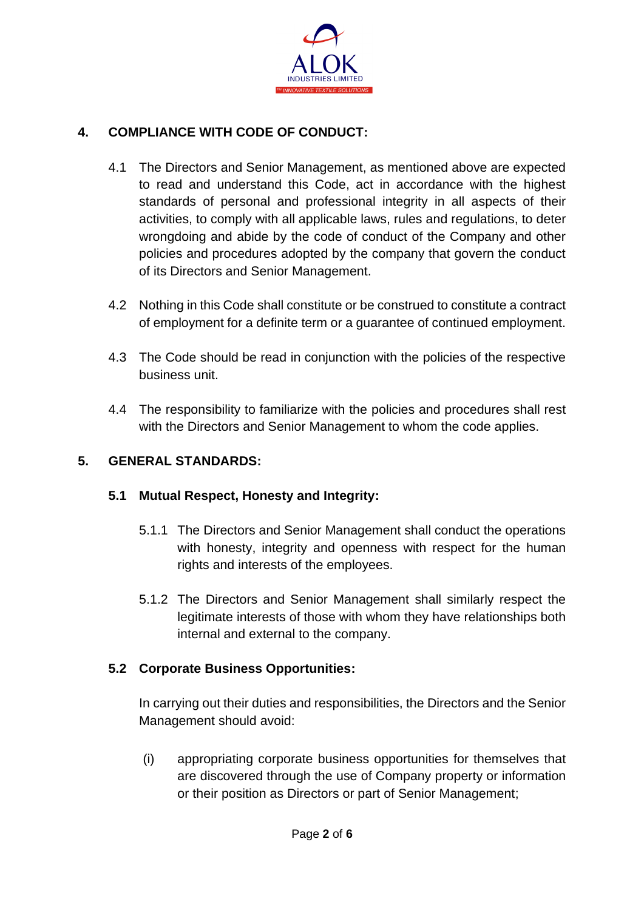## 4. COMPLIANCE WITH CODE OF CONDUCT:

4.1 The Directors and Senior Management, as mentioned above are expected to read and understand this Code, act in accordance with the highest standards of personal and professional integrity in all aspects of their activities, to comply with all applicable laws, rules and regulations, to deter wrongdoing and abide by the code of conduct of the Company and other policies and procedures adopted by the company that govern the conduct of its Directors and Senior Management.

4.2 Nothing in this Code shall constitute or be construed to constitute a contract of employment for a definite term or a guarantee of continued employment.

4.3 The Code should be read in conjunction with the policies of the respective business unit.

4.4 The responsibility to familiarize with the policies and procedures shall rest with the Directors and Senior Management to whom the code applies.

## 5. GENERAL STANDARDS:

### 5.1 Mutual Respect, Honesty and Integrity:

5.1.1 The Directors and Senior Management shall conduct the operations with honesty, integrity and openness with respect for the human rights and interests of the employees.

5.1.2 The Directors and Senior Management shall similarly respect the legitimate interests of those with whom they have relationships both internal and external to the company.

### 5.2 Corporate Business Opportunities:

In carrying out their duties and responsibilities, the Directors and the Senior Management should avoid:

(i) appropriating corporate business opportunities for themselves that are discovered through the use of Company property or information or their position as Directors or part of Senior Management;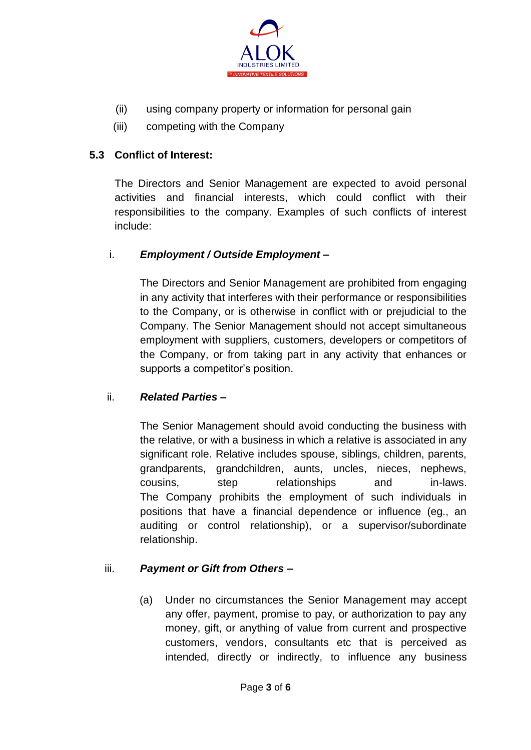(ii) using company property or information for personal gain

(iii) competing with the Company

### 5.3 Conflict of Interest:

The Directors and Senior Management are expected to avoid personal activities and financial interests, which could conflict with their responsibilities to the company. Examples of such conflicts of interest include:

i. ***Employment / Outside Employment –***

The Directors and Senior Management are prohibited from engaging in any activity that interferes with their performance or responsibilities to the Company, or is otherwise in conflict with or prejudicial to the Company. The Senior Management should not accept simultaneous employment with suppliers, customers, developers or competitors of the Company, or from taking part in any activity that enhances or supports a competitor's position.

ii. ***Related Parties –***

The Senior Management should avoid conducting the business with the relative, or with a business in which a relative is associated in any significant role. Relative includes spouse, siblings, children, parents, grandparents, grandchildren, aunts, uncles, nieces, nephews, cousins, step relationships and in-laws.
The Company prohibits the employment of such individuals in positions that have a financial dependence or influence (eg., an auditing or control relationship), or a supervisor/subordinate relationship.

iii. ***Payment or Gift from Others –***

(a) Under no circumstances the Senior Management may accept any offer, payment, promise to pay, or authorization to pay any money, gift, or anything of value from current and prospective customers, vendors, consultants etc that is perceived as intended, directly or indirectly, to influence any business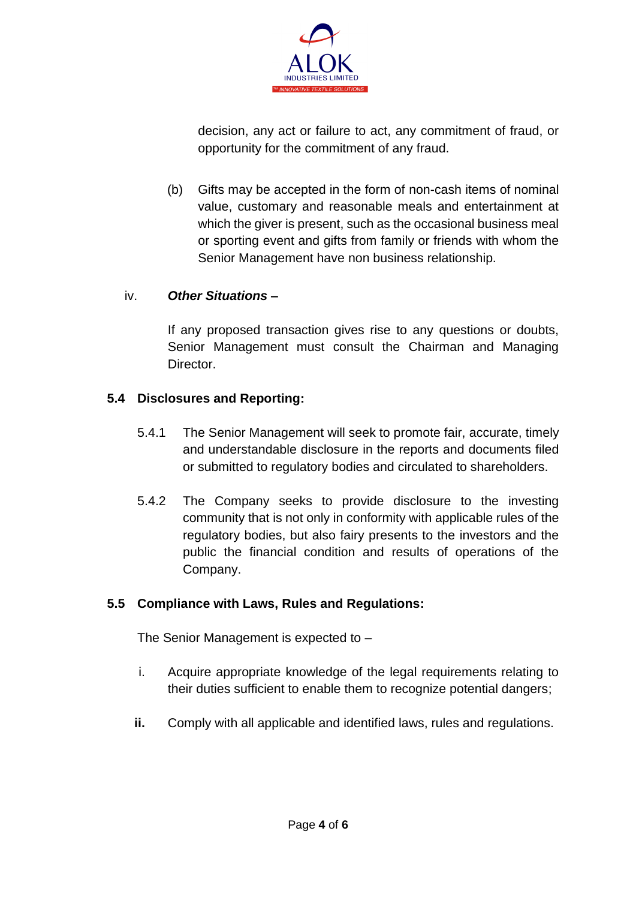decision, any act or failure to act, any commitment of fraud, or opportunity for the commitment of any fraud.

(b) Gifts may be accepted in the form of non-cash items of nominal value, customary and reasonable meals and entertainment at which the giver is present, such as the occasional business meal or sporting event and gifts from family or friends with whom the Senior Management have non business relationship.

iv. ***Other Situations –***

If any proposed transaction gives rise to any questions or doubts, Senior Management must consult the Chairman and Managing Director.

**5.4 Disclosures and Reporting:**

5.4.1 The Senior Management will seek to promote fair, accurate, timely and understandable disclosure in the reports and documents filed or submitted to regulatory bodies and circulated to shareholders.

5.4.2 The Company seeks to provide disclosure to the investing community that is not only in conformity with applicable rules of the regulatory bodies, but also fairy presents to the investors and the public the financial condition and results of operations of the Company.

**5.5 Compliance with Laws, Rules and Regulations:**

The Senior Management is expected to –

i. Acquire appropriate knowledge of the legal requirements relating to their duties sufficient to enable them to recognize potential dangers;

**ii.** Comply with all applicable and identified laws, rules and regulations.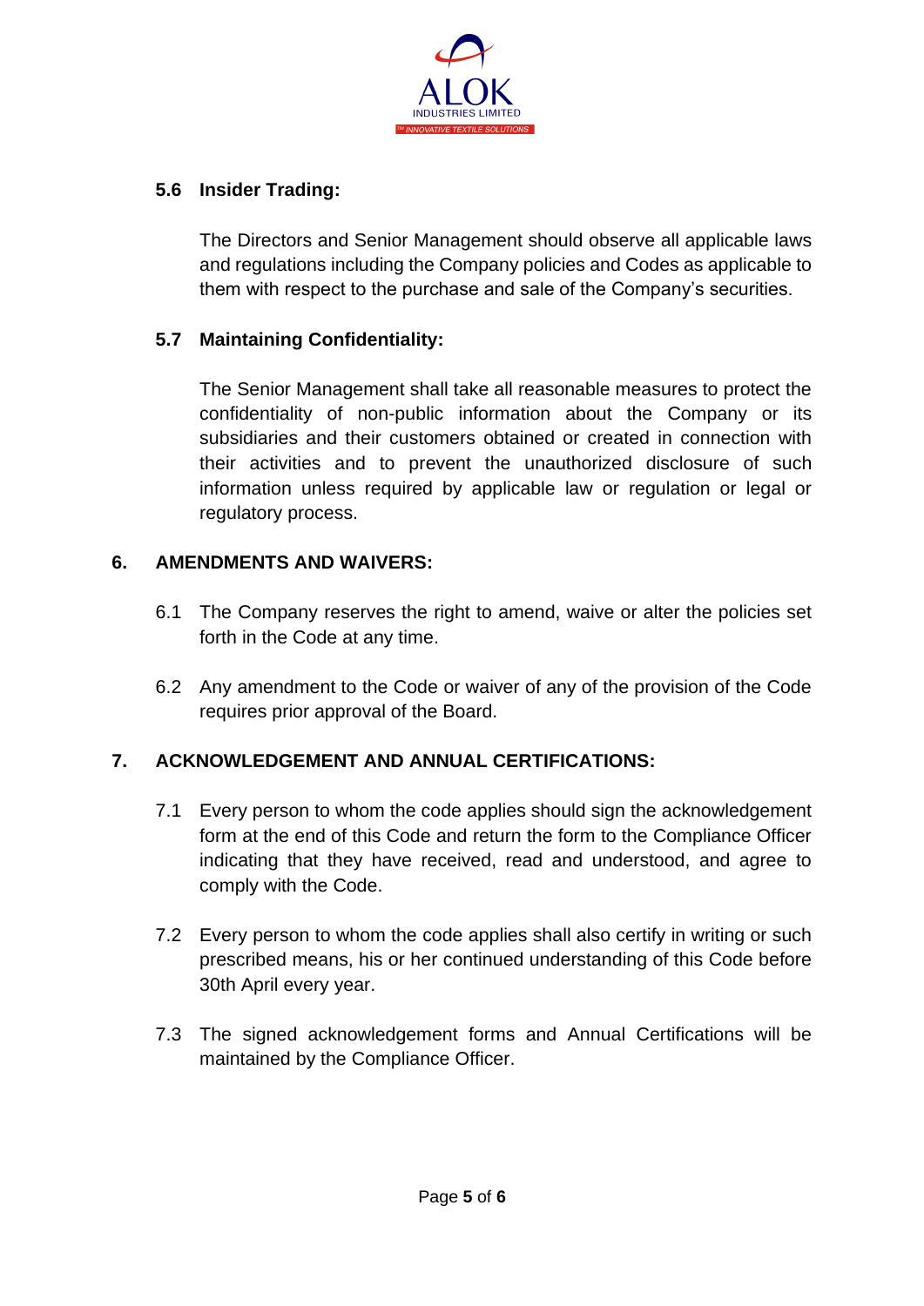### 5.6 Insider Trading:

The Directors and Senior Management should observe all applicable laws and regulations including the Company policies and Codes as applicable to them with respect to the purchase and sale of the Company's securities.

### 5.7 Maintaining Confidentiality:

The Senior Management shall take all reasonable measures to protect the confidentiality of non-public information about the Company or its subsidiaries and their customers obtained or created in connection with their activities and to prevent the unauthorized disclosure of such information unless required by applicable law or regulation or legal or regulatory process.

## 6. AMENDMENTS AND WAIVERS:

6.1 The Company reserves the right to amend, waive or alter the policies set forth in the Code at any time.

6.2 Any amendment to the Code or waiver of any of the provision of the Code requires prior approval of the Board.

## 7. ACKNOWLEDGEMENT AND ANNUAL CERTIFICATIONS:

7.1 Every person to whom the code applies should sign the acknowledgement form at the end of this Code and return the form to the Compliance Officer indicating that they have received, read and understood, and agree to comply with the Code.

7.2 Every person to whom the code applies shall also certify in writing or such prescribed means, his or her continued understanding of this Code before 30th April every year.

7.3 The signed acknowledgement forms and Annual Certifications will be maintained by the Compliance Officer.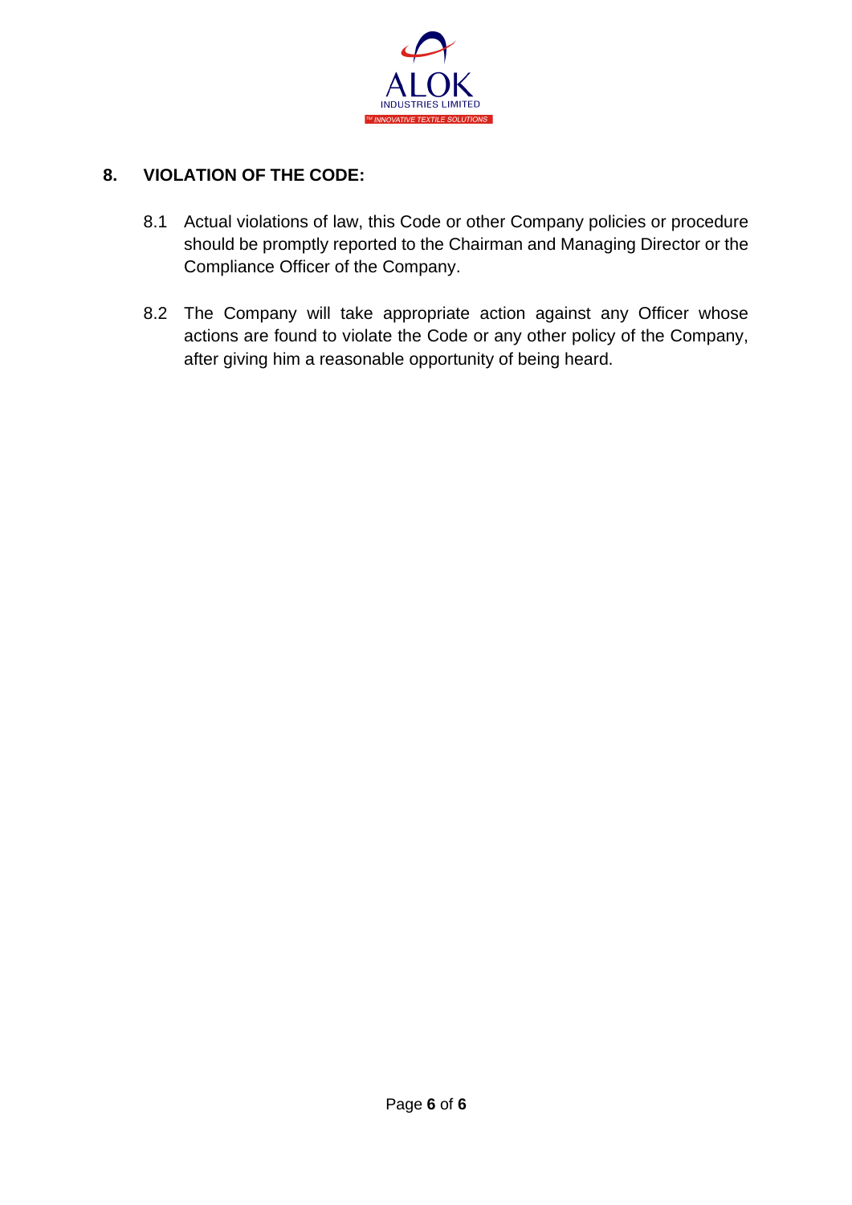## 8. VIOLATION OF THE CODE:

8.1 Actual violations of law, this Code or other Company policies or procedure should be promptly reported to the Chairman and Managing Director or the Compliance Officer of the Company.

8.2 The Company will take appropriate action against any Officer whose actions are found to violate the Code or any other policy of the Company, after giving him a reasonable opportunity of being heard.